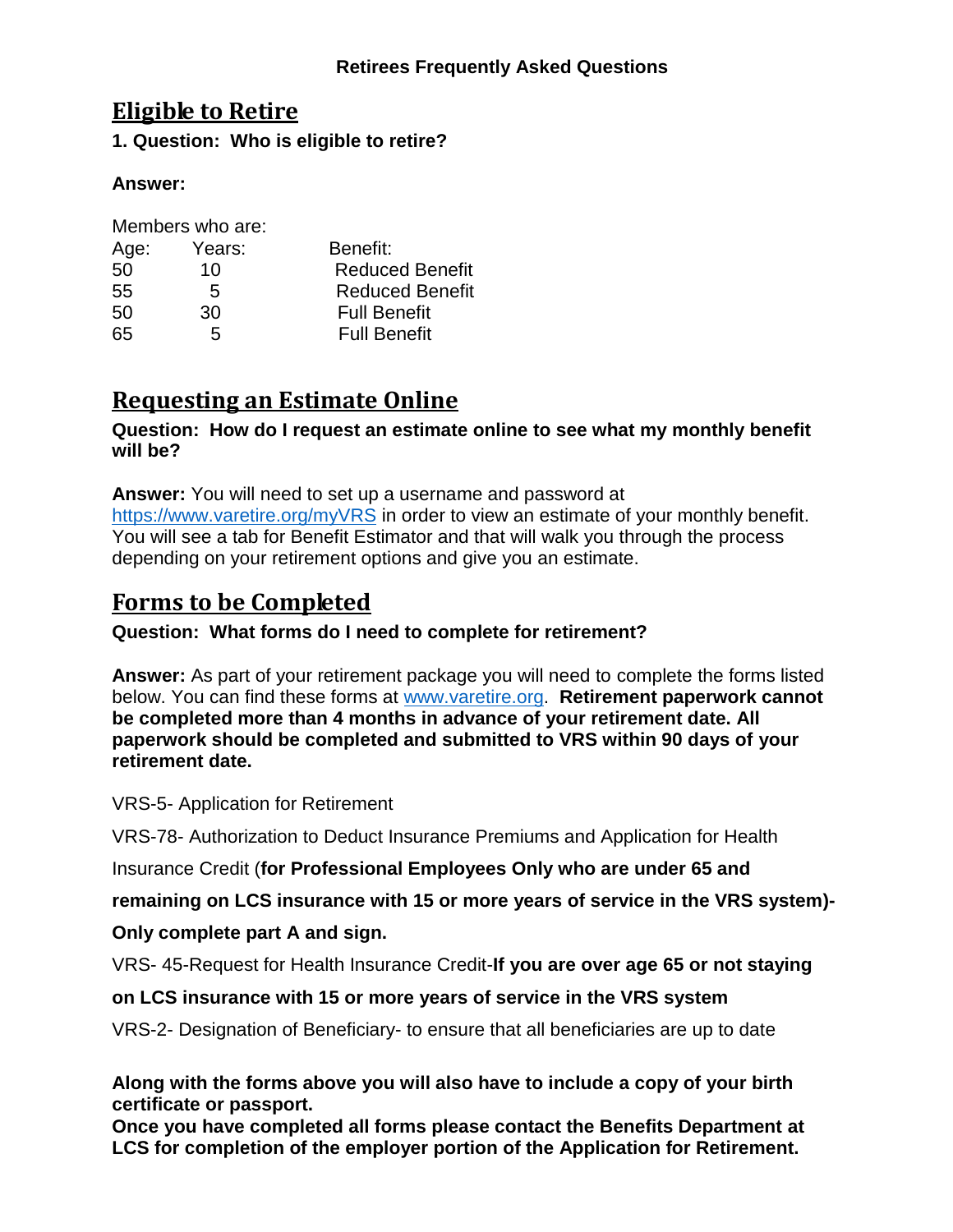**Retirees Frequently Asked Questions**

# Eligible to Retire

**1. Question: Who is eligible to retire?**

**Answer:**

Members who are:

| Age: | Years: | Benefit: |
|---|---|---|
| 50 | 10 | Reduced Benefit |
| 55 | 5 | Reduced Benefit |
| 50 | 30 | Full Benefit |
| 65 | 5 | Full Benefit |

# Requesting an Estimate Online

**Question: How do I request an estimate online to see what my monthly benefit will be?**

**Answer:** You will need to set up a username and password at https://www.varetire.org/myVRS in order to view an estimate of your monthly benefit. You will see a tab for Benefit Estimator and that will walk you through the process depending on your retirement options and give you an estimate.

# Forms to be Completed

**Question: What forms do I need to complete for retirement?**

**Answer:** As part of your retirement package you will need to complete the forms listed below. You can find these forms at www.varetire.org. **Retirement paperwork cannot be completed more than 4 months in advance of your retirement date. All paperwork should be completed and submitted to VRS within 90 days of your retirement date.**

VRS-5- Application for Retirement

VRS-78- Authorization to Deduct Insurance Premiums and Application for Health Insurance Credit (**for Professional Employees Only who are under 65 and remaining on LCS insurance with 15 or more years of service in the VRS system)- Only complete part A and sign.**

VRS- 45-Request for Health Insurance Credit-**If you are over age 65 or not staying on LCS insurance with 15 or more years of service in the VRS system**

VRS-2- Designation of Beneficiary- to ensure that all beneficiaries are up to date

**Along with the forms above you will also have to include a copy of your birth certificate or passport.**
**Once you have completed all forms please contact the Benefits Department at LCS for completion of the employer portion of the Application for Retirement.**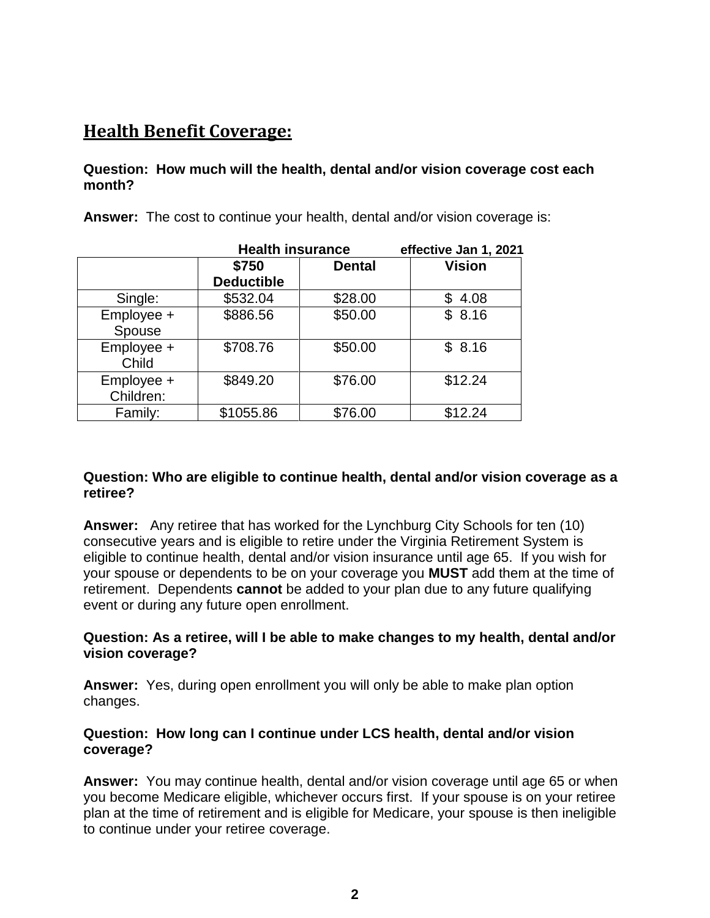## Health Benefit Coverage:

**Question: How much will the health, dental and/or vision coverage cost each month?**

**Answer:** The cost to continue your health, dental and/or vision coverage is:

| | Health insurance | | effective Jan 1, 2021 |
|---|---|---|---|
| | $750 Deductible | Dental | Vision |
| Single: | $532.04 | $28.00 | $ 4.08 |
| Employee + Spouse | $886.56 | $50.00 | $ 8.16 |
| Employee + Child | $708.76 | $50.00 | $ 8.16 |
| Employee + Children: | $849.20 | $76.00 | $12.24 |
| Family: | $1055.86 | $76.00 | $12.24 |

**Question: Who are eligible to continue health, dental and/or vision coverage as a retiree?**

**Answer:** Any retiree that has worked for the Lynchburg City Schools for ten (10) consecutive years and is eligible to retire under the Virginia Retirement System is eligible to continue health, dental and/or vision insurance until age 65. If you wish for your spouse or dependents to be on your coverage you **MUST** add them at the time of retirement. Dependents **cannot** be added to your plan due to any future qualifying event or during any future open enrollment.

**Question: As a retiree, will I be able to make changes to my health, dental and/or vision coverage?**

**Answer:** Yes, during open enrollment you will only be able to make plan option changes.

**Question: How long can I continue under LCS health, dental and/or vision coverage?**

**Answer:** You may continue health, dental and/or vision coverage until age 65 or when you become Medicare eligible, whichever occurs first. If your spouse is on your retiree plan at the time of retirement and is eligible for Medicare, your spouse is then ineligible to continue under your retiree coverage.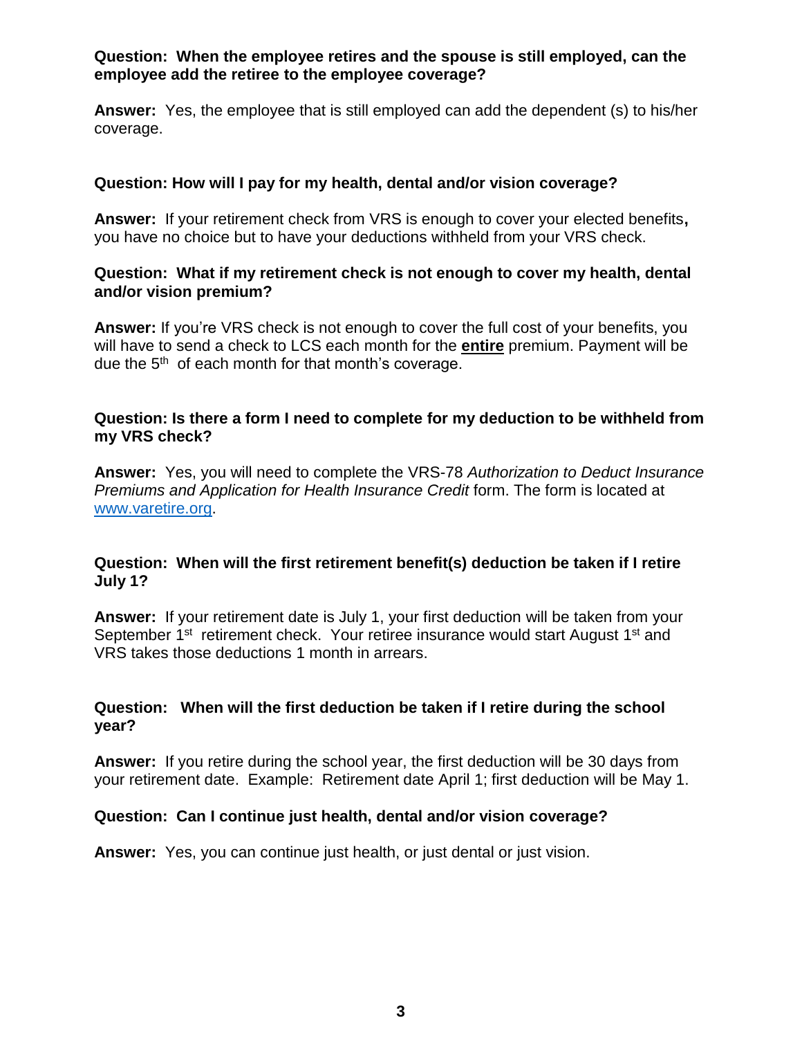**Question: When the employee retires and the spouse is still employed, can the employee add the retiree to the employee coverage?**

**Answer:** Yes, the employee that is still employed can add the dependent (s) to his/her coverage.

**Question: How will I pay for my health, dental and/or vision coverage?**

**Answer:** If your retirement check from VRS is enough to cover your elected benefits**,** you have no choice but to have your deductions withheld from your VRS check.

**Question: What if my retirement check is not enough to cover my health, dental and/or vision premium?**

**Answer:** If you're VRS check is not enough to cover the full cost of your benefits, you will have to send a check to LCS each month for the **entire** premium. Payment will be due the 5th of each month for that month's coverage.

**Question: Is there a form I need to complete for my deduction to be withheld from my VRS check?**

**Answer:** Yes, you will need to complete the VRS-78 *Authorization to Deduct Insurance Premiums and Application for Health Insurance Credit* form. The form is located at www.varetire.org.

**Question: When will the first retirement benefit(s) deduction be taken if I retire July 1?**

**Answer:** If your retirement date is July 1, your first deduction will be taken from your September 1st retirement check. Your retiree insurance would start August 1st and VRS takes those deductions 1 month in arrears.

**Question: When will the first deduction be taken if I retire during the school year?**

**Answer:** If you retire during the school year, the first deduction will be 30 days from your retirement date. Example: Retirement date April 1; first deduction will be May 1.

**Question: Can I continue just health, dental and/or vision coverage?**

**Answer:** Yes, you can continue just health, or just dental or just vision.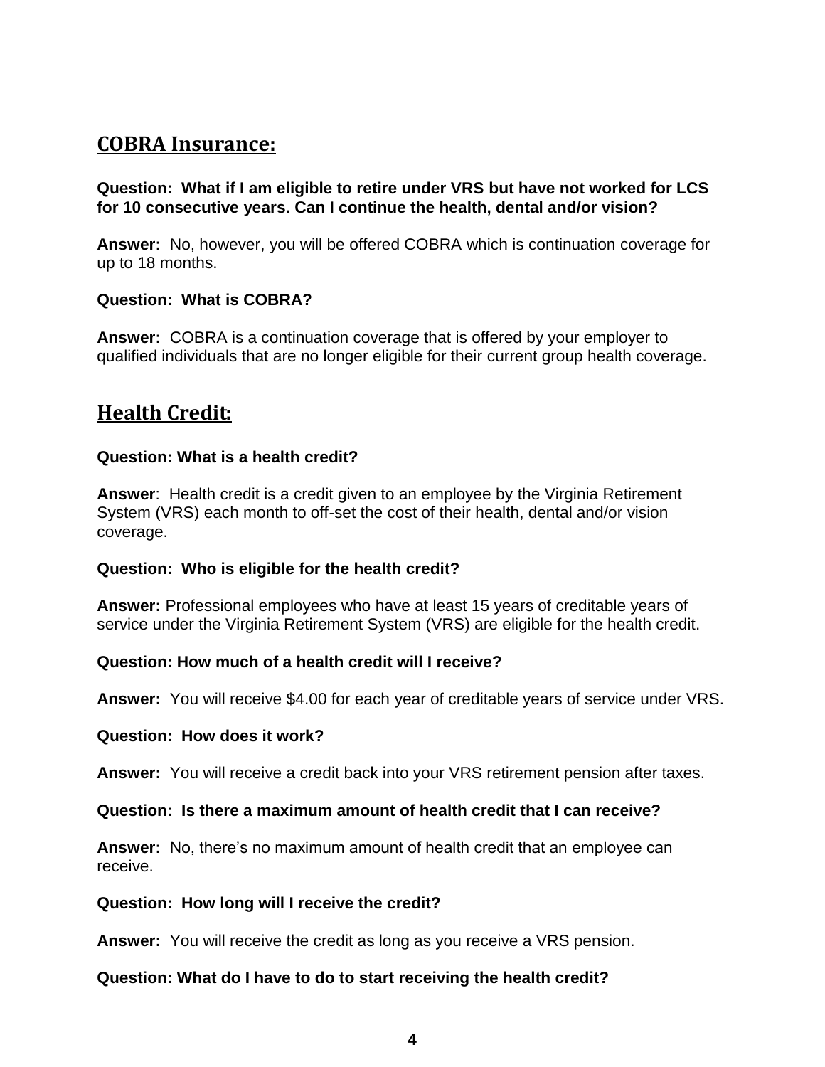## COBRA Insurance:

**Question: What if I am eligible to retire under VRS but have not worked for LCS for 10 consecutive years. Can I continue the health, dental and/or vision?**

**Answer:** No, however, you will be offered COBRA which is continuation coverage for up to 18 months.

**Question: What is COBRA?**

**Answer:** COBRA is a continuation coverage that is offered by your employer to qualified individuals that are no longer eligible for their current group health coverage.

## Health Credit:

**Question: What is a health credit?**

**Answer**: Health credit is a credit given to an employee by the Virginia Retirement System (VRS) each month to off-set the cost of their health, dental and/or vision coverage.

**Question: Who is eligible for the health credit?**

**Answer:** Professional employees who have at least 15 years of creditable years of service under the Virginia Retirement System (VRS) are eligible for the health credit.

**Question: How much of a health credit will I receive?**

**Answer:** You will receive $4.00 for each year of creditable years of service under VRS.

**Question: How does it work?**

**Answer:** You will receive a credit back into your VRS retirement pension after taxes.

**Question: Is there a maximum amount of health credit that I can receive?**

**Answer:** No, there's no maximum amount of health credit that an employee can receive.

**Question: How long will I receive the credit?**

**Answer:** You will receive the credit as long as you receive a VRS pension.

**Question: What do I have to do to start receiving the health credit?**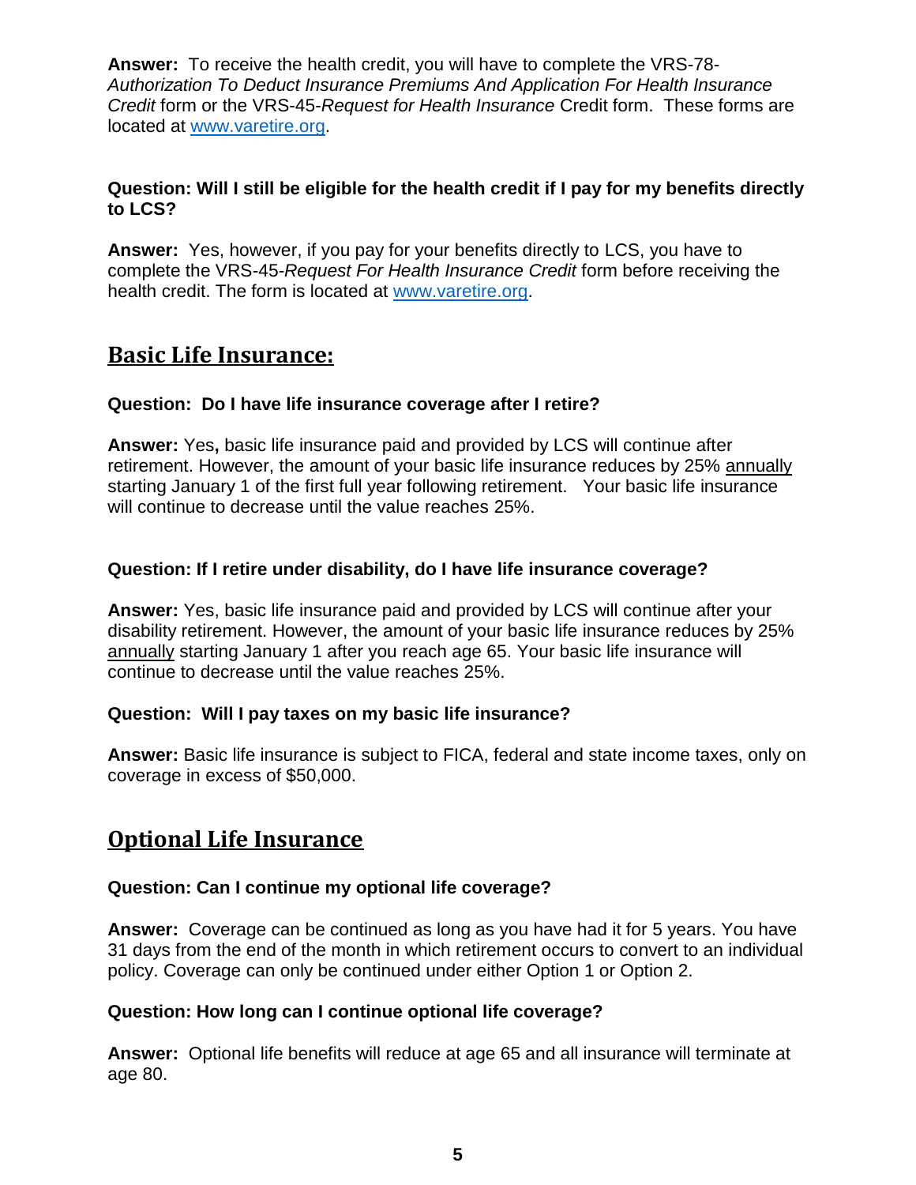**Answer:** To receive the health credit, you will have to complete the VRS-78-*Authorization To Deduct Insurance Premiums And Application For Health Insurance Credit* form or the VRS-45-*Request for Health Insurance* Credit form. These forms are located at [www.varetire.org](http://www.varetire.org).

**Question: Will I still be eligible for the health credit if I pay for my benefits directly to LCS?**

**Answer:** Yes, however, if you pay for your benefits directly to LCS, you have to complete the VRS-45-*Request For Health Insurance Credit* form before receiving the health credit. The form is located at [www.varetire.org](http://www.varetire.org).

## Basic Life Insurance:

**Question: Do I have life insurance coverage after I retire?**

**Answer:** Yes**,** basic life insurance paid and provided by LCS will continue after retirement. However, the amount of your basic life insurance reduces by 25% annually starting January 1 of the first full year following retirement. Your basic life insurance will continue to decrease until the value reaches 25%.

**Question: If I retire under disability, do I have life insurance coverage?**

**Answer:** Yes, basic life insurance paid and provided by LCS will continue after your disability retirement. However, the amount of your basic life insurance reduces by 25% annually starting January 1 after you reach age 65. Your basic life insurance will continue to decrease until the value reaches 25%.

**Question: Will I pay taxes on my basic life insurance?**

**Answer:** Basic life insurance is subject to FICA, federal and state income taxes, only on coverage in excess of $50,000.

## Optional Life Insurance

**Question: Can I continue my optional life coverage?**

**Answer:** Coverage can be continued as long as you have had it for 5 years. You have 31 days from the end of the month in which retirement occurs to convert to an individual policy. Coverage can only be continued under either Option 1 or Option 2.

**Question: How long can I continue optional life coverage?**

**Answer:** Optional life benefits will reduce at age 65 and all insurance will terminate at age 80.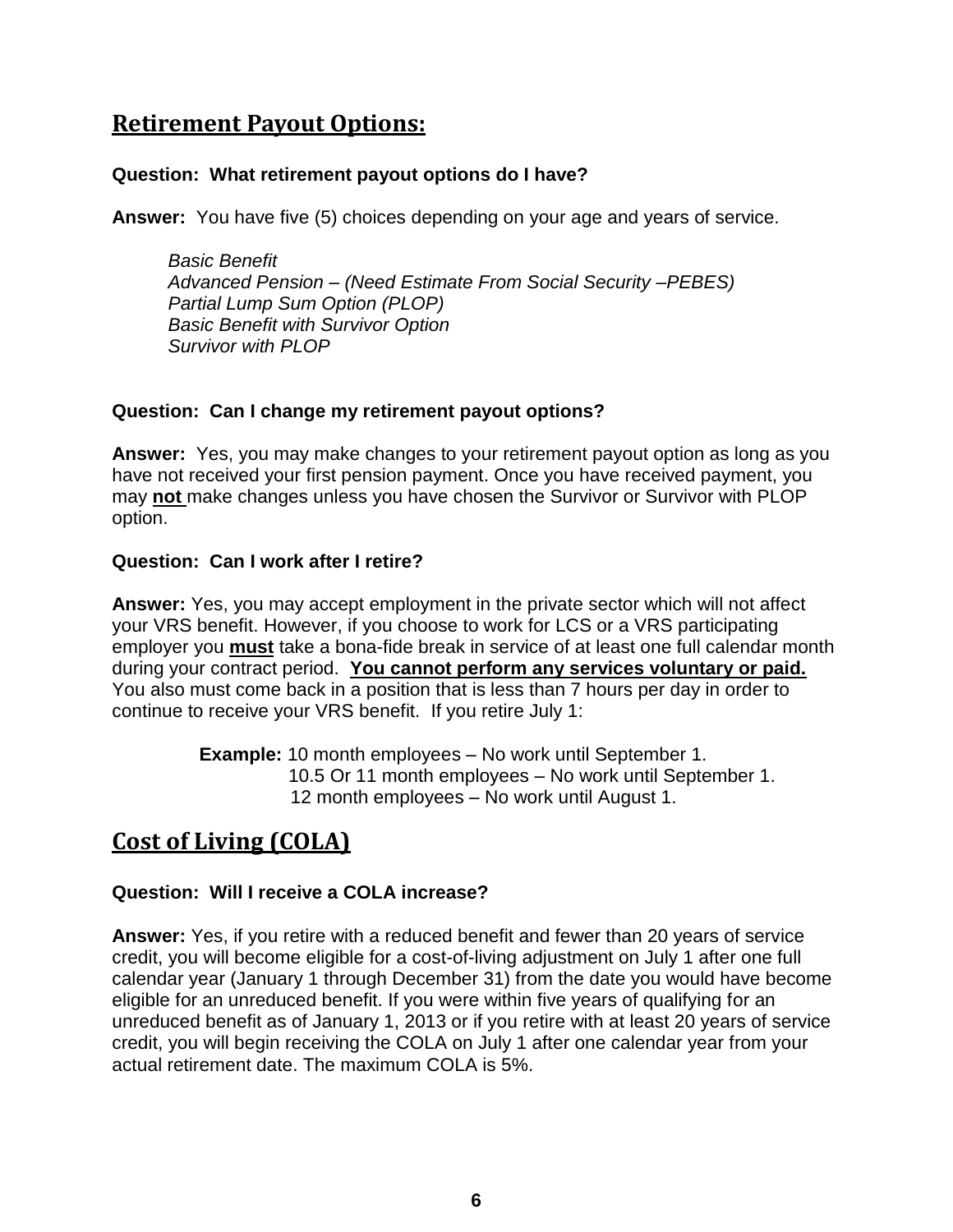## **Retirement Payout Options:**

**Question: What retirement payout options do I have?**

**Answer:** You have five (5) choices depending on your age and years of service.

*Basic Benefit*
*Advanced Pension – (Need Estimate From Social Security –PEBES)*
*Partial Lump Sum Option (PLOP)*
*Basic Benefit with Survivor Option*
*Survivor with PLOP*

**Question: Can I change my retirement payout options?**

**Answer:** Yes, you may make changes to your retirement payout option as long as you have not received your first pension payment. Once you have received payment, you may **not** make changes unless you have chosen the Survivor or Survivor with PLOP option.

**Question: Can I work after I retire?**

**Answer:** Yes, you may accept employment in the private sector which will not affect your VRS benefit. However, if you choose to work for LCS or a VRS participating employer you **must** take a bona-fide break in service of at least one full calendar month during your contract period. **You cannot perform any services voluntary or paid.** You also must come back in a position that is less than 7 hours per day in order to continue to receive your VRS benefit. If you retire July 1:

**Example:** 10 month employees – No work until September 1.
10.5 Or 11 month employees – No work until September 1.
12 month employees – No work until August 1.

## **Cost of Living (COLA)**

**Question: Will I receive a COLA increase?**

**Answer:** Yes, if you retire with a reduced benefit and fewer than 20 years of service credit, you will become eligible for a cost-of-living adjustment on July 1 after one full calendar year (January 1 through December 31) from the date you would have become eligible for an unreduced benefit. If you were within five years of qualifying for an unreduced benefit as of January 1, 2013 or if you retire with at least 20 years of service credit, you will begin receiving the COLA on July 1 after one calendar year from your actual retirement date. The maximum COLA is 5%.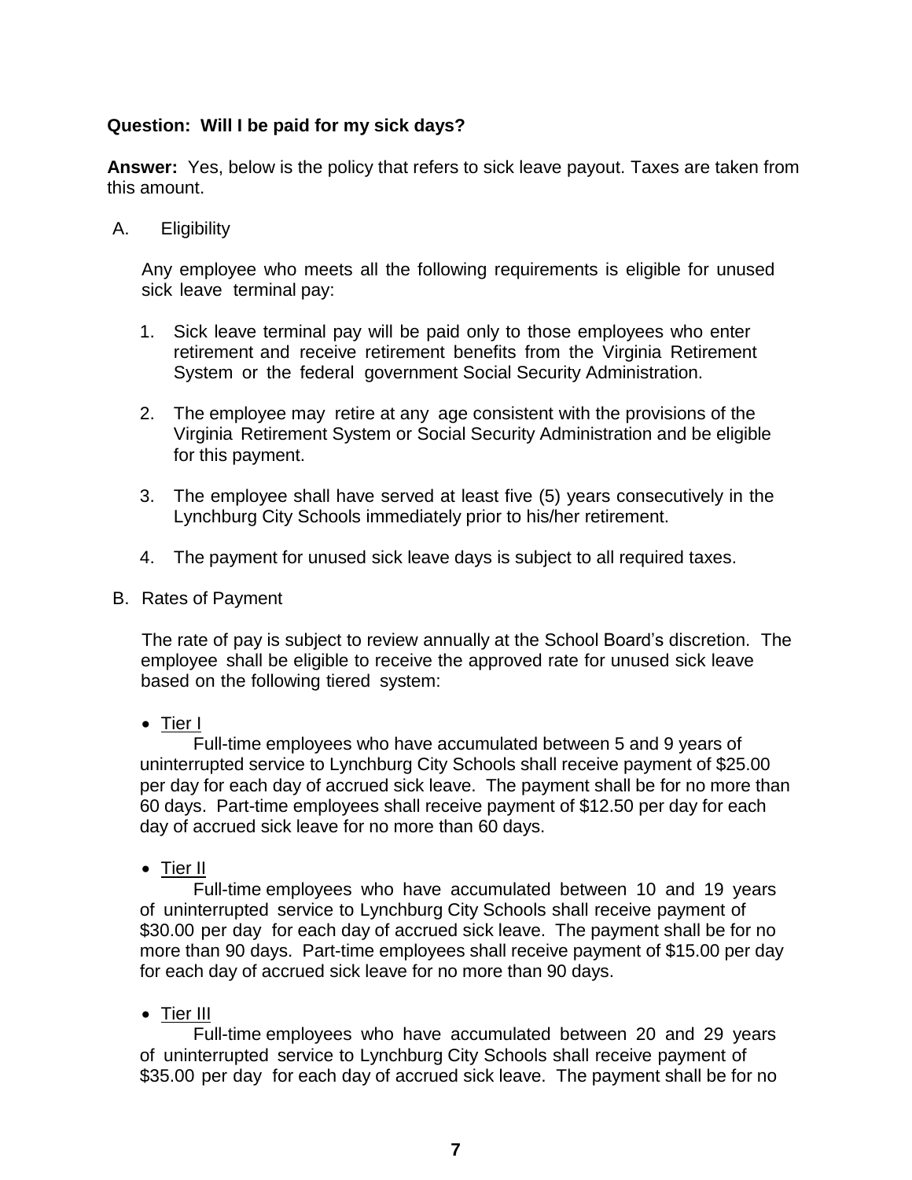**Question: Will I be paid for my sick days?**

**Answer:** Yes, below is the policy that refers to sick leave payout. Taxes are taken from this amount.

A. Eligibility

Any employee who meets all the following requirements is eligible for unused sick leave terminal pay:

1. Sick leave terminal pay will be paid only to those employees who enter retirement and receive retirement benefits from the Virginia Retirement System or the federal government Social Security Administration.

2. The employee may retire at any age consistent with the provisions of the Virginia Retirement System or Social Security Administration and be eligible for this payment.

3. The employee shall have served at least five (5) years consecutively in the Lynchburg City Schools immediately prior to his/her retirement.

4. The payment for unused sick leave days is subject to all required taxes.

B. Rates of Payment

The rate of pay is subject to review annually at the School Board's discretion. The employee shall be eligible to receive the approved rate for unused sick leave based on the following tiered system:

- <u>Tier I</u>

  Full-time employees who have accumulated between 5 and 9 years of uninterrupted service to Lynchburg City Schools shall receive payment of $25.00 per day for each day of accrued sick leave. The payment shall be for no more than 60 days. Part-time employees shall receive payment of $12.50 per day for each day of accrued sick leave for no more than 60 days.

- <u>Tier II</u>

  Full-time employees who have accumulated between 10 and 19 years of uninterrupted service to Lynchburg City Schools shall receive payment of $30.00 per day for each day of accrued sick leave. The payment shall be for no more than 90 days. Part-time employees shall receive payment of $15.00 per day for each day of accrued sick leave for no more than 90 days.

- <u>Tier III</u>

  Full-time employees who have accumulated between 20 and 29 years of uninterrupted service to Lynchburg City Schools shall receive payment of $35.00 per day for each day of accrued sick leave. The payment shall be for no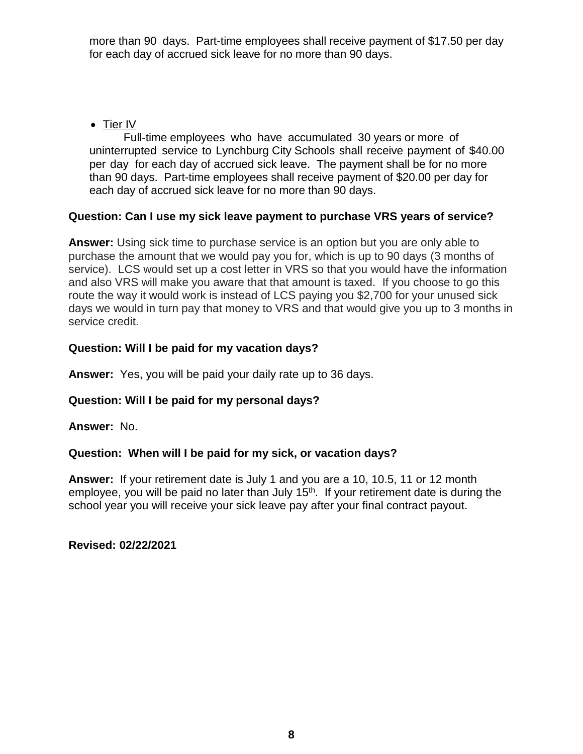more than 90 days. Part-time employees shall receive payment of $17.50 per day for each day of accrued sick leave for no more than 90 days.

- Tier IV

  Full-time employees who have accumulated 30 years or more of uninterrupted service to Lynchburg City Schools shall receive payment of $40.00 per day for each day of accrued sick leave. The payment shall be for no more than 90 days. Part-time employees shall receive payment of $20.00 per day for each day of accrued sick leave for no more than 90 days.

**Question: Can I use my sick leave payment to purchase VRS years of service?**

**Answer:** Using sick time to purchase service is an option but you are only able to purchase the amount that we would pay you for, which is up to 90 days (3 months of service). LCS would set up a cost letter in VRS so that you would have the information and also VRS will make you aware that that amount is taxed. If you choose to go this route the way it would work is instead of LCS paying you $2,700 for your unused sick days we would in turn pay that money to VRS and that would give you up to 3 months in service credit.

**Question: Will I be paid for my vacation days?**

**Answer:** Yes, you will be paid your daily rate up to 36 days.

**Question: Will I be paid for my personal days?**

**Answer:** No.

**Question: When will I be paid for my sick, or vacation days?**

**Answer:** If your retirement date is July 1 and you are a 10, 10.5, 11 or 12 month employee, you will be paid no later than July 15th. If your retirement date is during the school year you will receive your sick leave pay after your final contract payout.

**Revised: 02/22/2021**